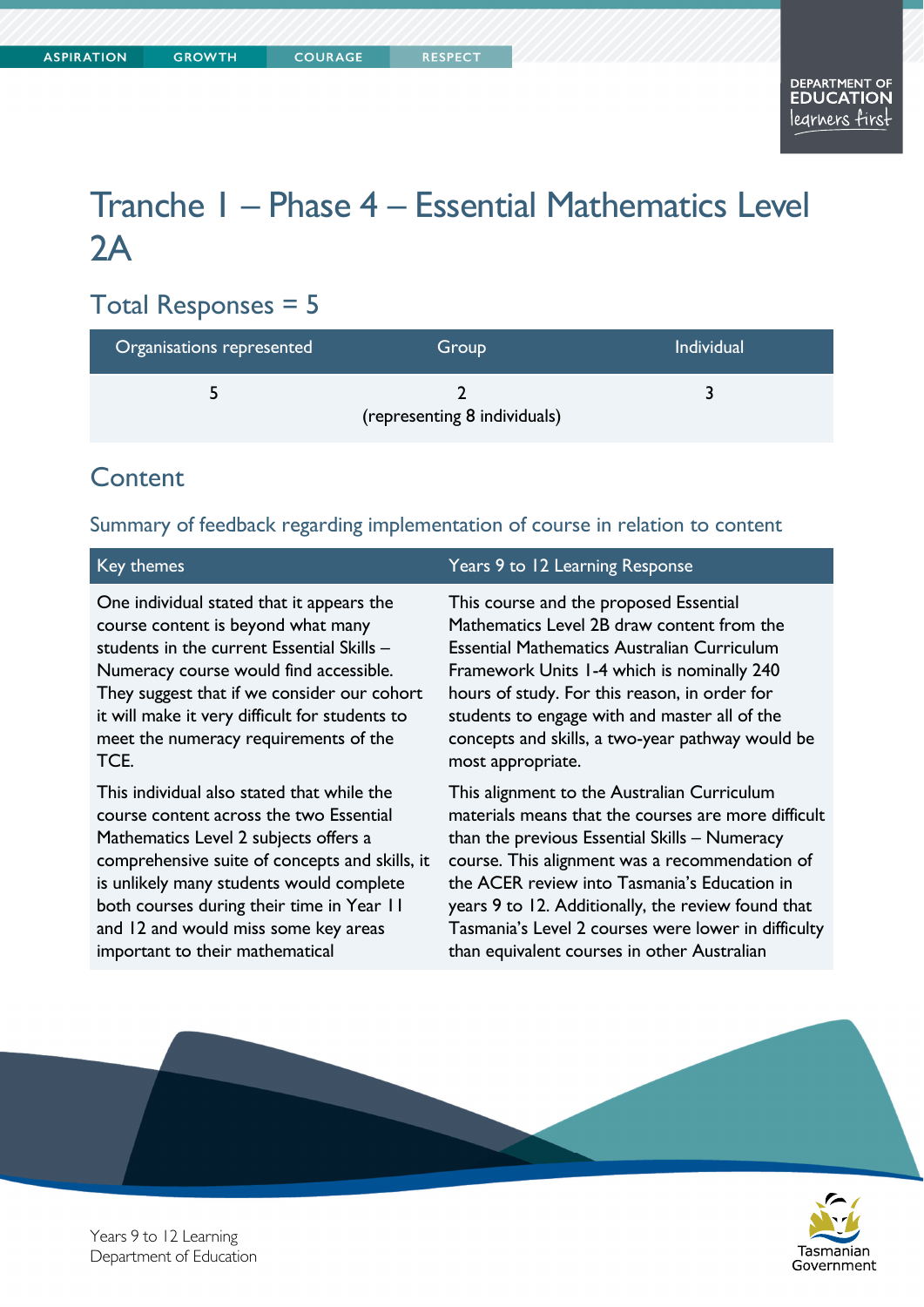# Tranche 1 – Phase 4 – Essential Mathematics Level 2A

## Total Responses = 5

| Organisations represented | Group | Individual |
|---|---|---|
| 5 | 2 (representing 8 individuals) | 3 |

## Content

### Summary of feedback regarding implementation of course in relation to content

| Key themes | Years 9 to 12 Learning Response |
|---|---|
| One individual stated that it appears the course content is beyond what many students in the current Essential Skills – Numeracy course would find accessible. They suggest that if we consider our cohort it will make it very difficult for students to meet the numeracy requirements of the TCE. | This course and the proposed Essential Mathematics Level 2B draw content from the Essential Mathematics Australian Curriculum Framework Units 1-4 which is nominally 240 hours of study. For this reason, in order for students to engage with and master all of the concepts and skills, a two-year pathway would be most appropriate. |
| This individual also stated that while the course content across the two Essential Mathematics Level 2 subjects offers a comprehensive suite of concepts and skills, it is unlikely many students would complete both courses during their time in Year 11 and 12 and would miss some key areas important to their mathematical | This alignment to the Australian Curriculum materials means that the courses are more difficult than the previous Essential Skills – Numeracy course. This alignment was a recommendation of the ACER review into Tasmania's Education in years 9 to 12. Additionally, the review found that Tasmania's Level 2 courses were lower in difficulty than equivalent courses in other Australian |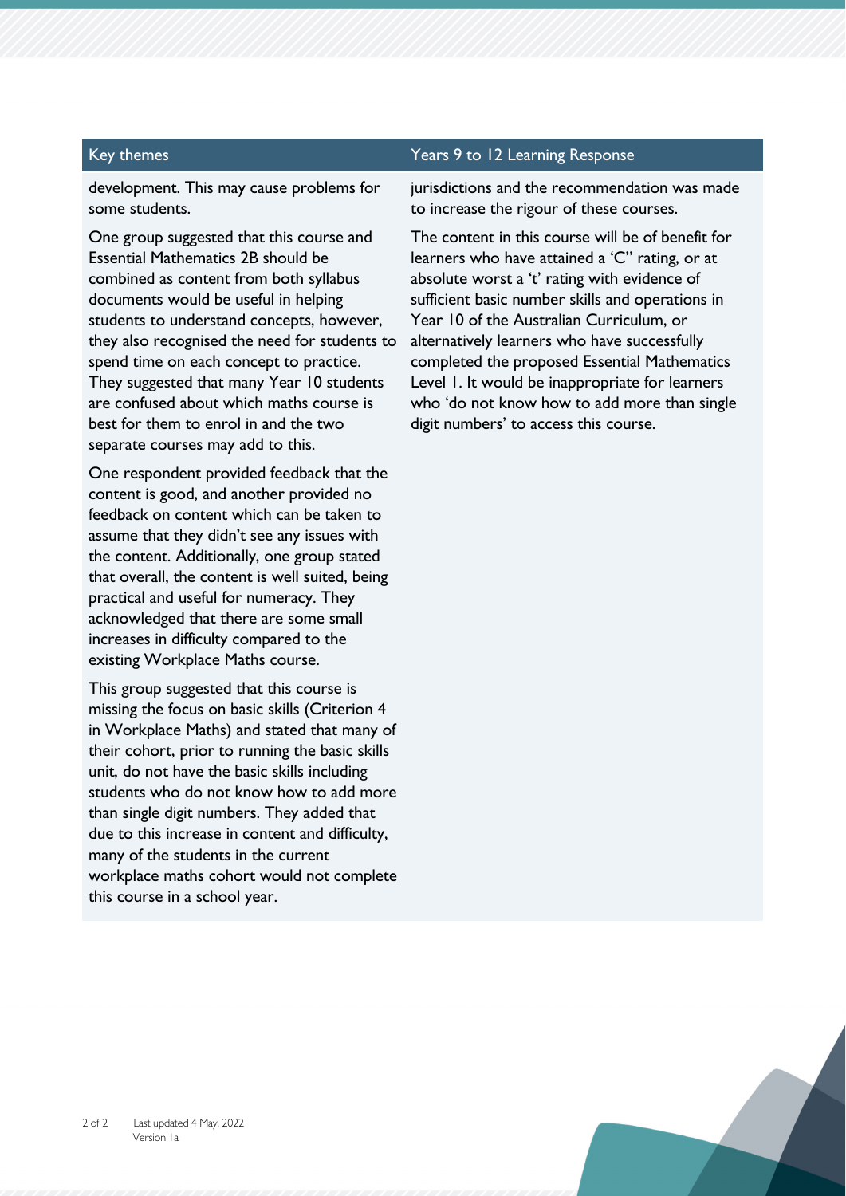| Key themes | Years 9 to 12 Learning Response |
| --- | --- |
| development. This may cause problems for some students.<br><br>One group suggested that this course and Essential Mathematics 2B should be combined as content from both syllabus documents would be useful in helping students to understand concepts, however, they also recognised the need for students to spend time on each concept to practice. They suggested that many Year 10 students are confused about which maths course is best for them to enrol in and the two separate courses may add to this.<br><br>One respondent provided feedback that the content is good, and another provided no feedback on content which can be taken to assume that they didn't see any issues with the content. Additionally, one group stated that overall, the content is well suited, being practical and useful for numeracy. They acknowledged that there are some small increases in difficulty compared to the existing Workplace Maths course.<br><br>This group suggested that this course is missing the focus on basic skills (Criterion 4 in Workplace Maths) and stated that many of their cohort, prior to running the basic skills unit, do not have the basic skills including students who do not know how to add more than single digit numbers. They added that due to this increase in content and difficulty, many of the students in the current workplace maths cohort would not complete this course in a school year. | jurisdictions and the recommendation was made to increase the rigour of these courses.<br><br>The content in this course will be of benefit for learners who have attained a 'C" rating, or at absolute worst a 't' rating with evidence of sufficient basic number skills and operations in Year 10 of the Australian Curriculum, or alternatively learners who have successfully completed the proposed Essential Mathematics Level 1. It would be inappropriate for learners who 'do not know how to add more than single digit numbers' to access this course. |

Last updated 4 May, 2022
Version 1a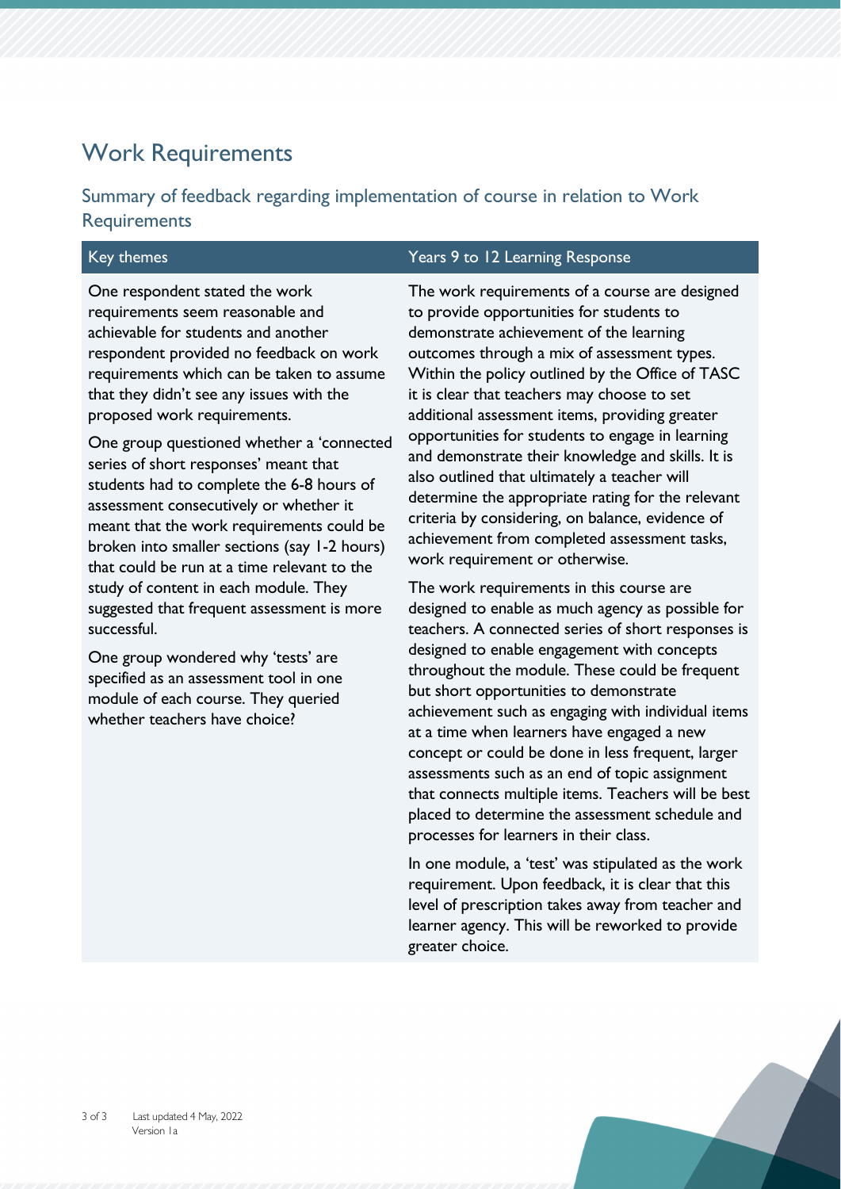## Work Requirements

### Summary of feedback regarding implementation of course in relation to Work Requirements

| Key themes | Years 9 to 12 Learning Response |
|---|---|
| One respondent stated the work requirements seem reasonable and achievable for students and another respondent provided no feedback on work requirements which can be taken to assume that they didn't see any issues with the proposed work requirements.<br><br>One group questioned whether a 'connected series of short responses' meant that students had to complete the 6-8 hours of assessment consecutively or whether it meant that the work requirements could be broken into smaller sections (say 1-2 hours) that could be run at a time relevant to the study of content in each module. They suggested that frequent assessment is more successful.<br><br>One group wondered why 'tests' are specified as an assessment tool in one module of each course. They queried whether teachers have choice? | The work requirements of a course are designed to provide opportunities for students to demonstrate achievement of the learning outcomes through a mix of assessment types. Within the policy outlined by the Office of TASC it is clear that teachers may choose to set additional assessment items, providing greater opportunities for students to engage in learning and demonstrate their knowledge and skills. It is also outlined that ultimately a teacher will determine the appropriate rating for the relevant criteria by considering, on balance, evidence of achievement from completed assessment tasks, work requirement or otherwise.<br><br>The work requirements in this course are designed to enable as much agency as possible for teachers. A connected series of short responses is designed to enable engagement with concepts throughout the module. These could be frequent but short opportunities to demonstrate achievement such as engaging with individual items at a time when learners have engaged a new concept or could be done in less frequent, larger assessments such as an end of topic assignment that connects multiple items. Teachers will be best placed to determine the assessment schedule and processes for learners in their class.<br><br>In one module, a 'test' was stipulated as the work requirement. Upon feedback, it is clear that this level of prescription takes away from teacher and learner agency. This will be reworked to provide greater choice. |

Last updated 4 May, 2022
Version 1a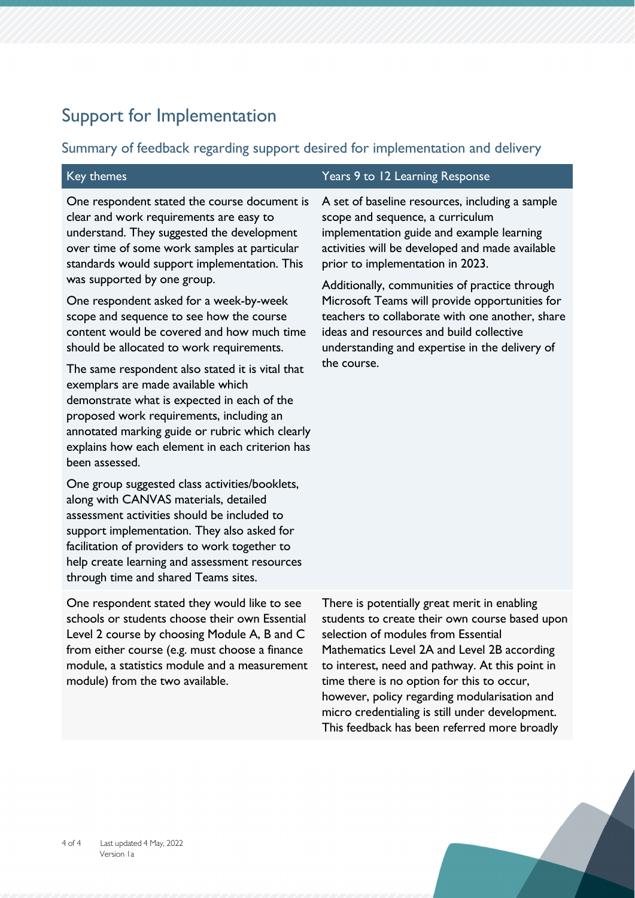## Support for Implementation

### Summary of feedback regarding support desired for implementation and delivery

| Key themes | Years 9 to 12 Learning Response |
| --- | --- |
| One respondent stated the course document is clear and work requirements are easy to understand. They suggested the development over time of some work samples at particular standards would support implementation. This was supported by one group.<br><br>One respondent asked for a week-by-week scope and sequence to see how the course content would be covered and how much time should be allocated to work requirements.<br><br>The same respondent also stated it is vital that exemplars are made available which demonstrate what is expected in each of the proposed work requirements, including an annotated marking guide or rubric which clearly explains how each element in each criterion has been assessed.<br><br>One group suggested class activities/booklets, along with CANVAS materials, detailed assessment activities should be included to support implementation. They also asked for facilitation of providers to work together to help create learning and assessment resources through time and shared Teams sites. | A set of baseline resources, including a sample scope and sequence, a curriculum implementation guide and example learning activities will be developed and made available prior to implementation in 2023.<br><br>Additionally, communities of practice through Microsoft Teams will provide opportunities for teachers to collaborate with one another, share ideas and resources and build collective understanding and expertise in the delivery of the course. |
| One respondent stated they would like to see schools or students choose their own Essential Level 2 course by choosing Module A, B and C from either course (e.g. must choose a finance module, a statistics module and a measurement module) from the two available. | There is potentially great merit in enabling students to create their own course based upon selection of modules from Essential Mathematics Level 2A and Level 2B according to interest, need and pathway. At this point in time there is no option for this to occur, however, policy regarding modularisation and micro credentialing is still under development. This feedback has been referred more broadly |

Last updated 4 May, 2022
Version 1a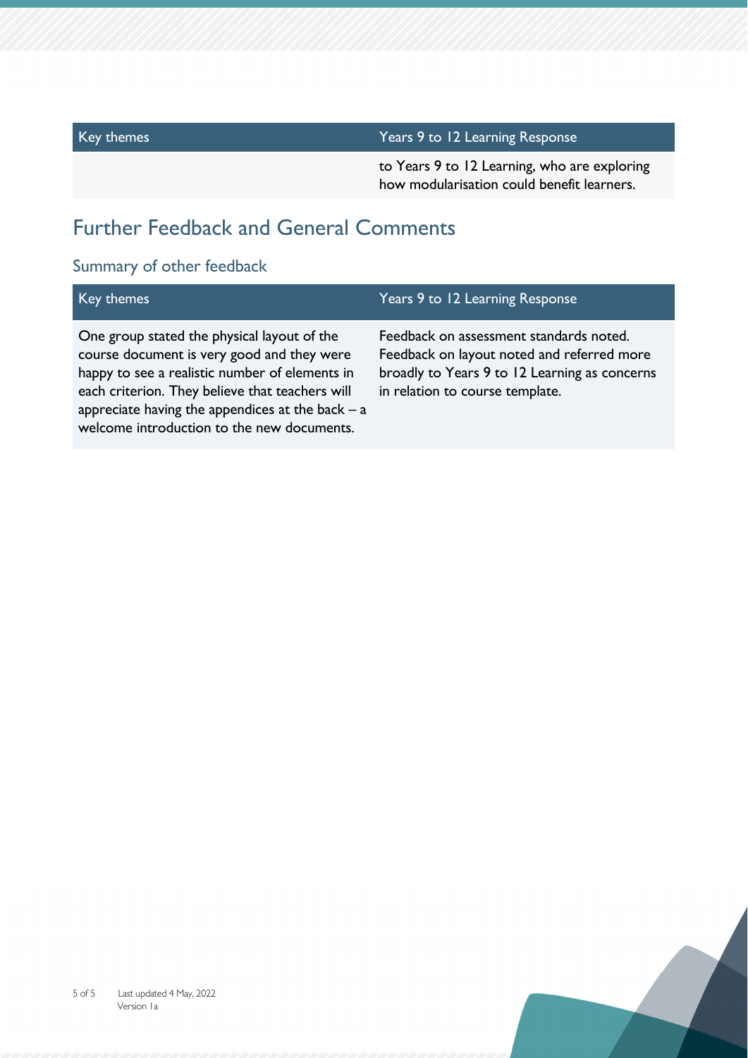| Key themes | Years 9 to 12 Learning Response |
| --- | --- |
| | to Years 9 to 12 Learning, who are exploring how modularisation could benefit learners. |

## Further Feedback and General Comments

### Summary of other feedback

| Key themes | Years 9 to 12 Learning Response |
| --- | --- |
| One group stated the physical layout of the course document is very good and they were happy to see a realistic number of elements in each criterion. They believe that teachers will appreciate having the appendices at the back – a welcome introduction to the new documents. | Feedback on assessment standards noted. Feedback on layout noted and referred more broadly to Years 9 to 12 Learning as concerns in relation to course template. |

Last updated 4 May, 2022
Version 1a